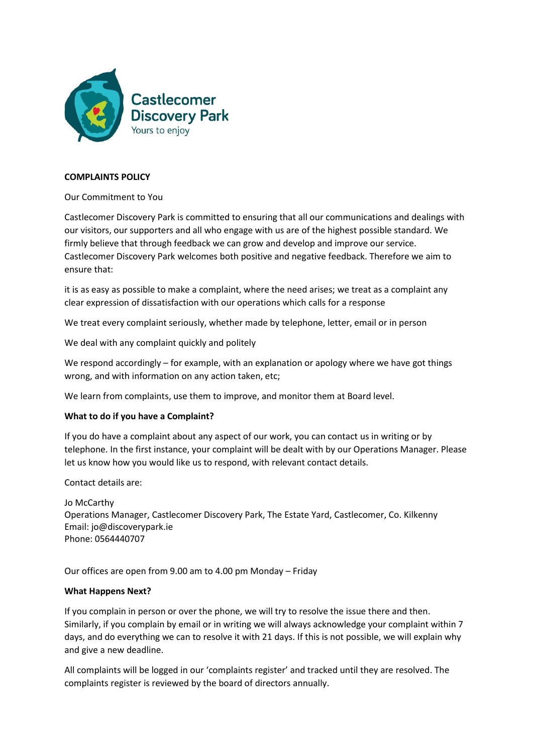Castlecomer Discovery Park
Yours to enjoy

**COMPLAINTS POLICY**

Our Commitment to You

Castlecomer Discovery Park is committed to ensuring that all our communications and dealings with our visitors, our supporters and all who engage with us are of the highest possible standard. We firmly believe that through feedback we can grow and develop and improve our service. Castlecomer Discovery Park welcomes both positive and negative feedback. Therefore we aim to ensure that:

it is as easy as possible to make a complaint, where the need arises; we treat as a complaint any clear expression of dissatisfaction with our operations which calls for a response

We treat every complaint seriously, whether made by telephone, letter, email or in person

We deal with any complaint quickly and politely

We respond accordingly – for example, with an explanation or apology where we have got things wrong, and with information on any action taken, etc;

We learn from complaints, use them to improve, and monitor them at Board level.

**What to do if you have a Complaint?**

If you do have a complaint about any aspect of our work, you can contact us in writing or by telephone. In the first instance, your complaint will be dealt with by our Operations Manager. Please let us know how you would like us to respond, with relevant contact details.

Contact details are:

Jo McCarthy
Operations Manager, Castlecomer Discovery Park, The Estate Yard, Castlecomer, Co. Kilkenny
Email: jo@discoverypark.ie
Phone: 0564440707

Our offices are open from 9.00 am to 4.00 pm Monday – Friday

**What Happens Next?**

If you complain in person or over the phone, we will try to resolve the issue there and then. Similarly, if you complain by email or in writing we will always acknowledge your complaint within 7 days, and do everything we can to resolve it with 21 days. If this is not possible, we will explain why and give a new deadline.

All complaints will be logged in our 'complaints register' and tracked until they are resolved. The complaints register is reviewed by the board of directors annually.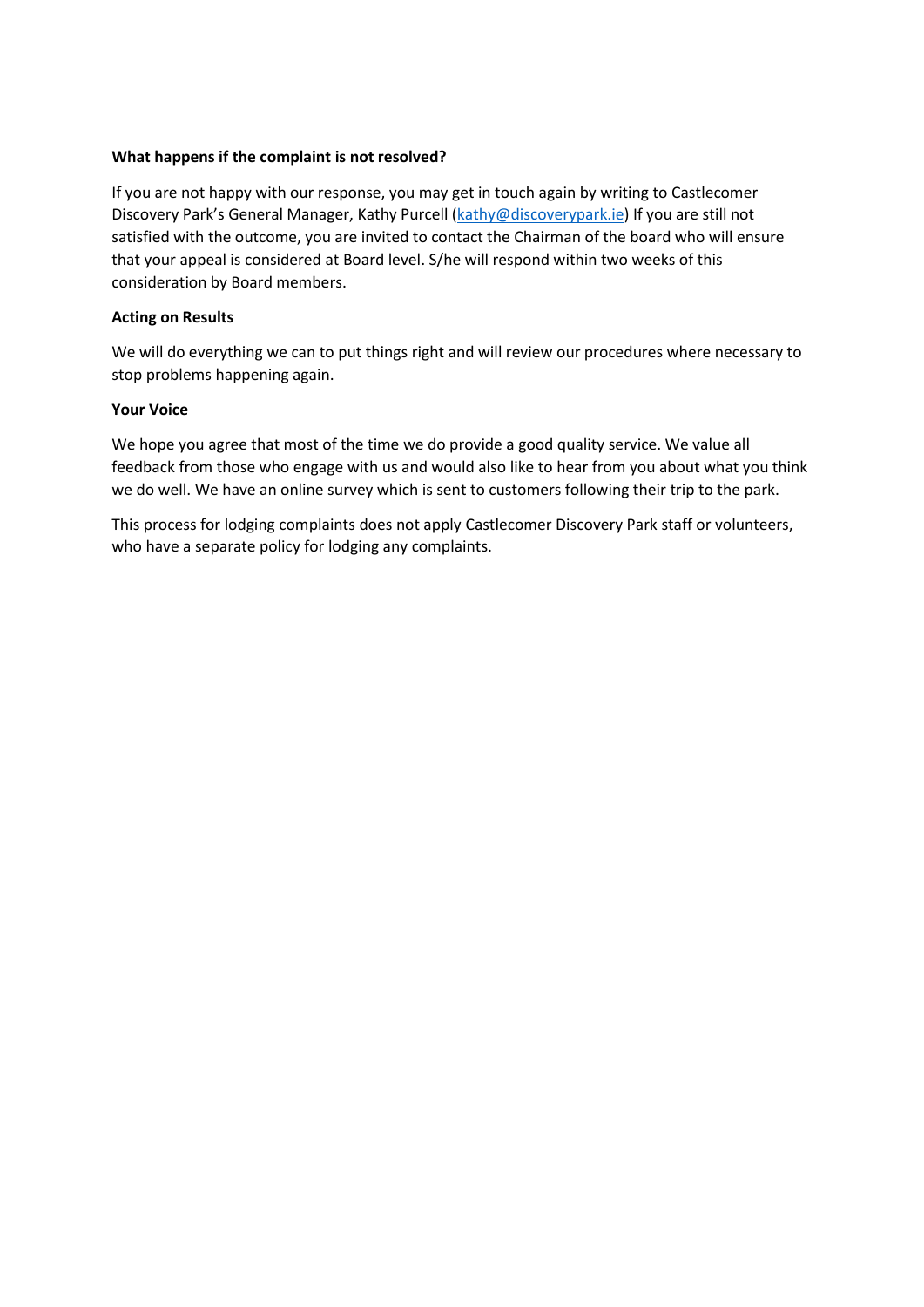**What happens if the complaint is not resolved?**

If you are not happy with our response, you may get in touch again by writing to Castlecomer Discovery Park's General Manager, Kathy Purcell (kathy@discoverypark.ie) If you are still not satisfied with the outcome, you are invited to contact the Chairman of the board who will ensure that your appeal is considered at Board level. S/he will respond within two weeks of this consideration by Board members.

**Acting on Results**

We will do everything we can to put things right and will review our procedures where necessary to stop problems happening again.

**Your Voice**

We hope you agree that most of the time we do provide a good quality service. We value all feedback from those who engage with us and would also like to hear from you about what you think we do well. We have an online survey which is sent to customers following their trip to the park.

This process for lodging complaints does not apply Castlecomer Discovery Park staff or volunteers, who have a separate policy for lodging any complaints.